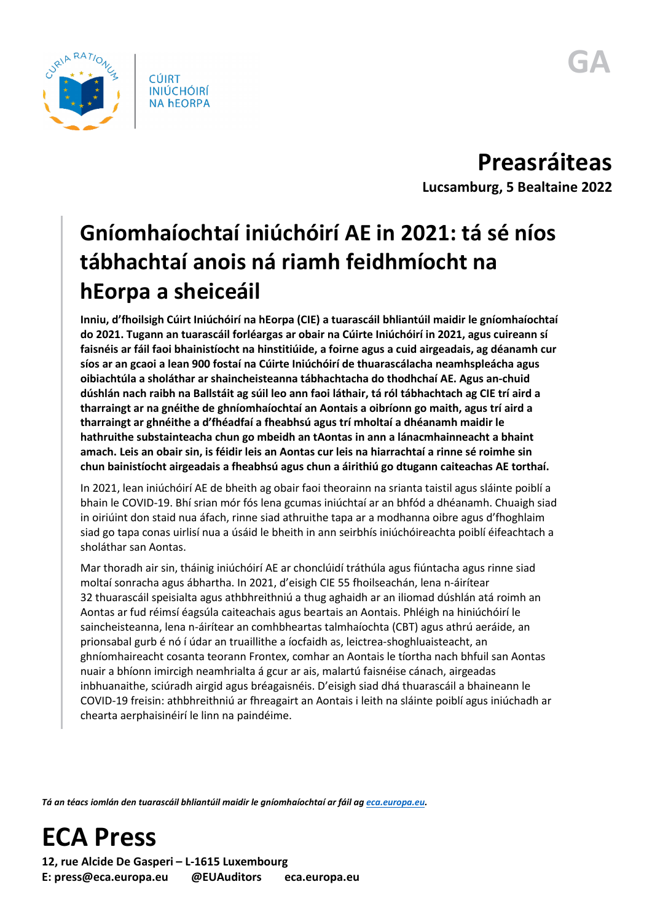CÚIRT INIÚCHÓIRÍ NA hEORPA

GA

**Preasráiteas**

**Lucsamburg, 5 Bealtaine 2022**

# Gníomhaíochtaí iniúchóirí AE in 2021: tá sé níos tábhachtaí anois ná riamh feidhmíocht na hEorpa a sheiceáil

**Inniu, d'fhoilsigh Cúirt Iniúchóirí na hEorpa (CIE) a tuarascáil bhliantúil maidir le gníomhaíochtaí do 2021. Tugann an tuarascáil forléargas ar obair na Cúirte Iniúchóirí in 2021, agus cuireann sí faisnéis ar fáil faoi bhainistíocht na hinstitiúide, a foirne agus a cuid airgeadais, ag déanamh cur síos ar an gcaoi a lean 900 fostaí na Cúirte Iniúchóirí de thuarascálacha neamhspleácha agus oibiachtúla a sholáthar ar shaincheisteanna tábhachtacha do thodhchaí AE. Agus an-chuid dúshlán nach raibh na Ballstáit ag súil leo ann faoi láthair, tá ról tábhachtach ag CIE trí aird a tharraingt ar na gnéithe de ghníomhaíochtaí an Aontais a oibríonn go maith, agus trí aird a tharraingt ar ghnéithe a d'fhéadfaí a fheabhsú agus trí mholtaí a dhéanamh maidir le hathruithe substainteacha chun go mbeidh an tAontas in ann a lánacmhainneacht a bhaint amach. Leis an obair sin, is féidir leis an Aontas cur leis na hiarrachtaí a rinne sé roimhe sin chun bainistíocht airgeadais a fheabhsú agus chun a áirithiú go dtugann caiteachas AE torthaí.**

In 2021, lean iniúchóirí AE de bheith ag obair faoi theorainn na srianta taistil agus sláinte poiblí a bhain le COVID-19. Bhí srian mór fós lena gcumas iniúchtaí ar an bhfód a dhéanamh. Chuaigh siad in oiriúint don staid nua áfach, rinne siad athruithe tapa ar a modhanna oibre agus d'fhoghlaim siad go tapa conas uirlisí nua a úsáid le bheith in ann seirbhís iniúchóireachta poiblí éifeachtach a sholáthar san Aontas.

Mar thoradh air sin, tháinig iniúchóirí AE ar chonclúidí tráthúla agus fiúntacha agus rinne siad moltaí sonracha agus ábhartha. In 2021, d'eisigh CIE 55 fhoilseachán, lena n-áirítear 32 thuarascáil speisialta agus athbhreithniú a thug aghaidh ar an iliomad dúshlán atá roimh an Aontas ar fud réimsí éagsúla caiteachais agus beartais an Aontais. Phléigh na hiniúchóirí le saincheisteanna, lena n-áirítear an comhbheartas talmhaíochta (CBT) agus athrú aeráide, an prionsabal gurb é nó í údar an truaillithe a íocfaidh as, leictrea-shoghluaisteacht, an ghníomhaireacht cosanta teorann Frontex, comhar an Aontais le tíortha nach bhfuil san Aontas nuair a bhíonn imircigh neamhrialta á gcur ar ais, malartú faisnéise cánach, airgeadas inbhuanaithe, sciúradh airgid agus bréagaisnéis. D'eisigh siad dhá thuarascáil a bhaineann le COVID-19 freisin: athbhreithniú ar fhreagairt an Aontais i leith na sláinte poiblí agus iniúchadh ar chearta aerphaisinéirí le linn na paindéime.

*Tá an téacs iomlán den tuarascáil bhliantúil maidir le gníomhaíochtaí ar fáil ag [eca.europa.eu](eca.europa.eu).*

# ECA Press

**12, rue Alcide De Gasperi – L-1615 Luxembourg**
**E: press@eca.europa.eu @EUAuditors eca.europa.eu**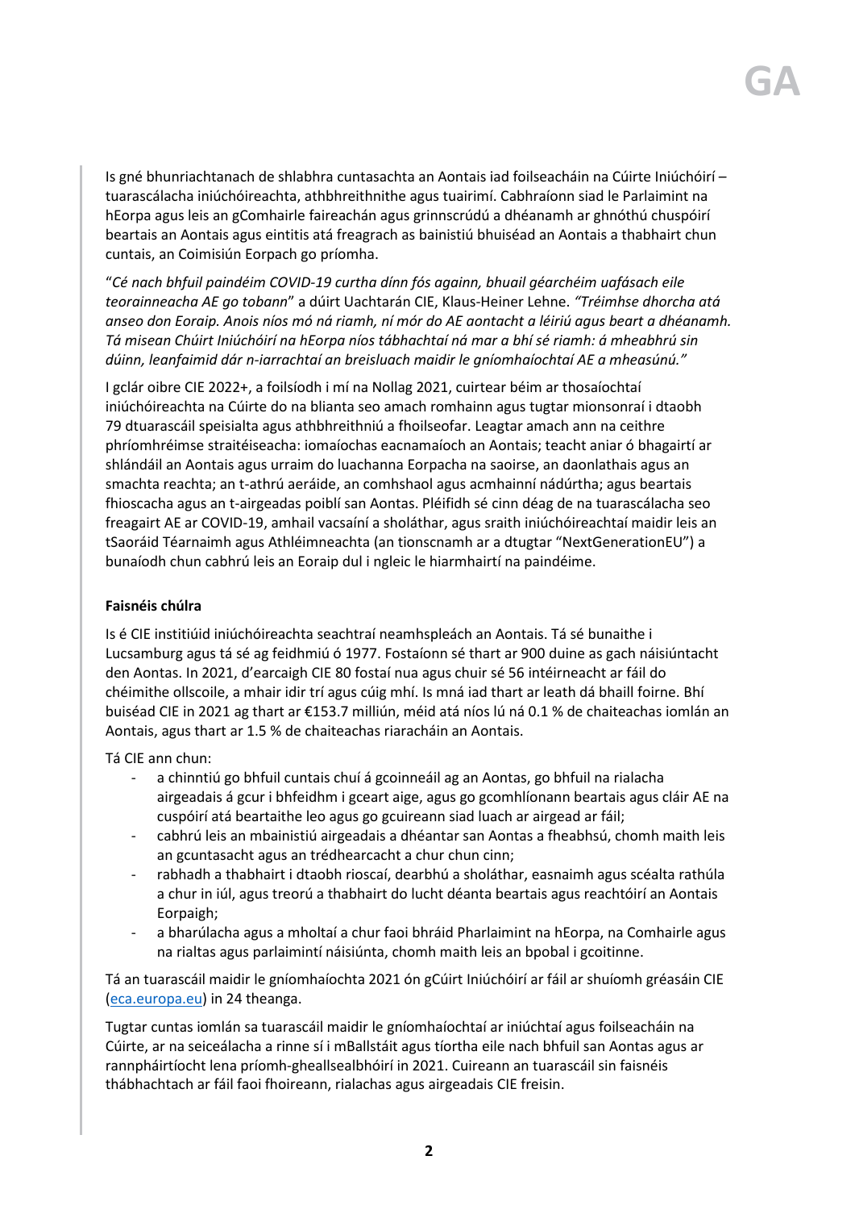Is gné bhunriachtanach de shlabhra cuntasachta an Aontais iad foilseacháin na Cúirte Iniúchóirí – tuarascálacha iniúchóireachta, athbhreithnithe agus tuairimí. Cabhraíonn siad le Parlaimint na hEorpa agus leis an gComhairle faireachán agus grinnscrúdú a dhéanamh ar ghnóthú chuspóirí beartais an Aontais agus eintitis atá freagrach as bainistiú bhuiséad an Aontais a thabhairt chun cuntais, an Coimisiún Eorpach go príomha.

"*Cé nach bhfuil paindéim COVID-19 curtha dínn fós againn, bhuail géarchéim uafásach eile teorainneacha AE go tobann*" a dúirt Uachtarán CIE, Klaus-Heiner Lehne. *"Tréimhse dhorcha atá anseo don Eoraip. Anois níos mó ná riamh, ní mór do AE aontacht a léiriú agus beart a dhéanamh. Tá misean Chúirt Iniúchóirí na hEorpa níos tábhachtaí ná mar a bhí sé riamh: á mheabhrú sin dúinn, leanfaimid dár n-iarrachtaí an breisluach maidir le gníomhaíochtaí AE a mheasúnú."*

I gclár oibre CIE 2022+, a foilsíodh i mí na Nollag 2021, cuirtear béim ar thosaíochtaí iniúchóireachta na Cúirte do na blianta seo amach romhainn agus tugtar mionsonraí i dtaobh 79 dtuarascáil speisialta agus athbhreithniú a fhoilseofar. Leagtar amach ann na ceithre phríomhréimse straitéiseacha: iomaíochas eacnamaíoch an Aontais; teacht aniar ó bhagairtí ar shlándáil an Aontais agus urraim do luachanna Eorpacha na saoirse, an daonlathais agus an smachta reachta; an t-athrú aeráide, an comhshaol agus acmhainní nádúrtha; agus beartais fhioscacha agus an t-airgeadas poiblí san Aontas. Pléifidh sé cinn déag de na tuarascálacha seo freagairt AE ar COVID-19, amhail vacsaíní a sholáthar, agus sraith iniúchóireachtaí maidir leis an tSaoráid Téarnaimh agus Athléimneachta (an tionscnamh ar a dtugtar "NextGenerationEU") a bunaíodh chun cabhrú leis an Eoraip dul i ngleic le hiarmhairtí na paindéime.

**Faisnéis chúlra**

Is é CIE institiúid iniúchóireachta seachtraí neamhspleách an Aontais. Tá sé bunaithe i Lucsamburg agus tá sé ag feidhmiú ó 1977. Fostaíonn sé thart ar 900 duine as gach náisiúntacht den Aontas. In 2021, d'earcaigh CIE 80 fostaí nua agus chuir sé 56 intéirneacht ar fáil do chéimithe ollscoile, a mhair idir trí agus cúig mhí. Is mná iad thart ar leath dá bhaill foirne. Bhí buiséad CIE in 2021 ag thart ar €153.7 milliún, méid atá níos lú ná 0.1 % de chaiteachas iomlán an Aontais, agus thart ar 1.5 % de chaiteachas riaracháin an Aontais.

Tá CIE ann chun:

- a chinntiú go bhfuil cuntais chuí á gcoinneáil ag an Aontas, go bhfuil na rialacha airgeadais á gcur i bhfeidhm i gceart aige, agus go gcomhlíonann beartais agus cláir AE na cuspóirí atá beartaithe leo agus go gcuireann siad luach ar airgead ar fáil;
- cabhrú leis an mbainistiú airgeadais a dhéantar san Aontas a fheabhsú, chomh maith leis an gcuntasacht agus an trédhearcacht a chur chun cinn;
- rabhadh a thabhairt i dtaobh rioscaí, dearbhú a sholáthar, easnaimh agus scéalta rathúla a chur in iúl, agus treorú a thabhairt do lucht déanta beartais agus reachtóirí an Aontais Eorpaigh;
- a bharúlacha agus a mholtaí a chur faoi bhráid Pharlaimint na hEorpa, na Comhairle agus na rialtas agus parlaimintí náisiúnta, chomh maith leis an bpobal i gcoitinne.

Tá an tuarascáil maidir le gníomhaíochta 2021 ón gCúirt Iniúchóirí ar fáil ar shuíomh gréasáin CIE ([eca.europa.eu](eca.europa.eu)) in 24 theanga.

Tugtar cuntas iomlán sa tuarascáil maidir le gníomhaíochtaí ar iniúchtaí agus foilseacháin na Cúirte, ar na seiceálacha a rinne sí i mBallstáit agus tíortha eile nach bhfuil san Aontas agus ar rannpháirtíocht lena príomh-gheallsealbhóirí in 2021. Cuireann an tuarascáil sin faisnéis thábhachtach ar fáil faoi fhoireann, rialachas agus airgeadais CIE freisin.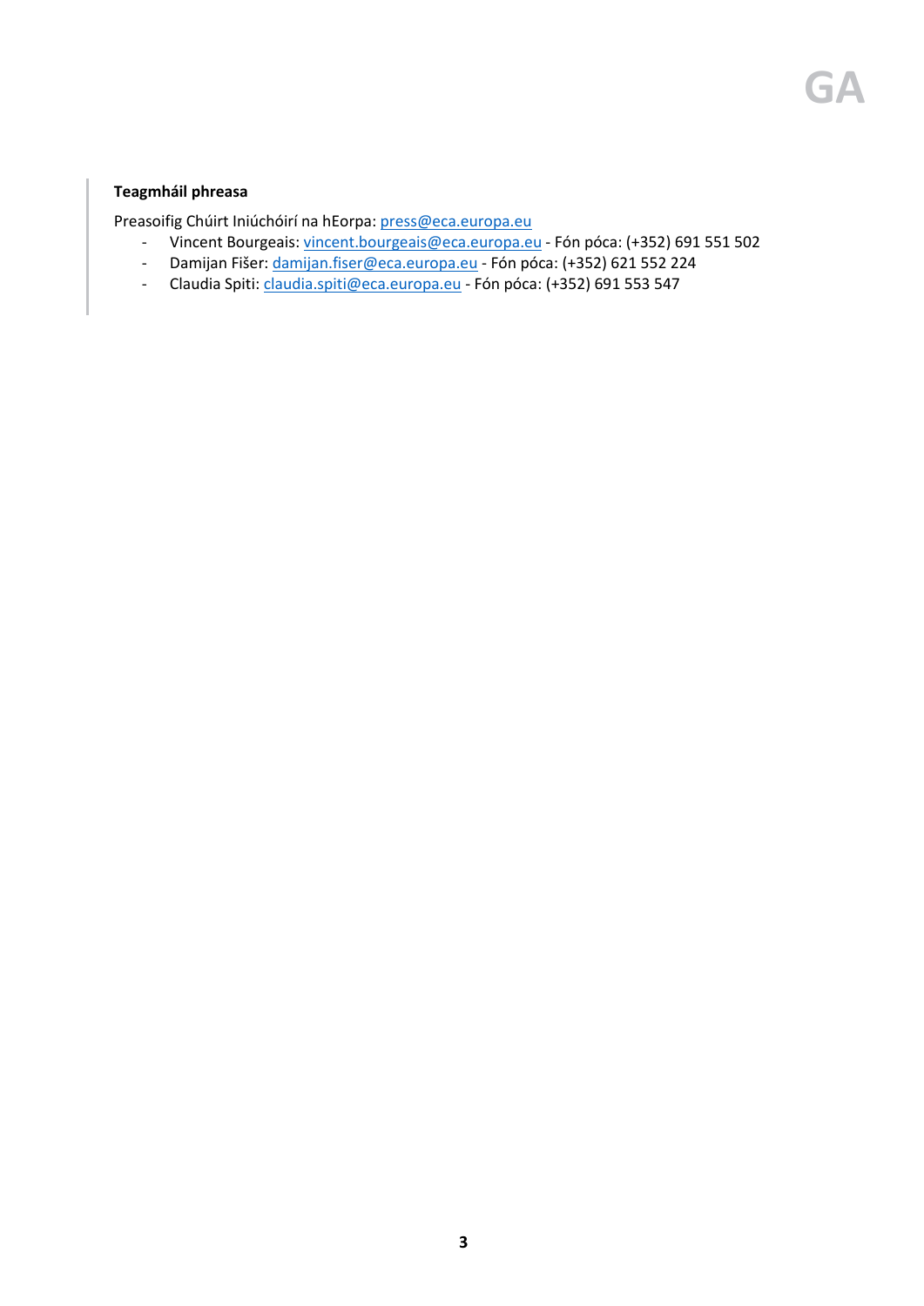**Teagmháil phreasa**

Preasoifig Chúirt Iniúchóirí na hEorpa: press@eca.europa.eu

- Vincent Bourgeais: vincent.bourgeais@eca.europa.eu - Fón póca: (+352) 691 551 502
- Damijan Fišer: damijan.fiser@eca.europa.eu - Fón póca: (+352) 621 552 224
- Claudia Spiti: claudia.spiti@eca.europa.eu - Fón póca: (+352) 691 553 547